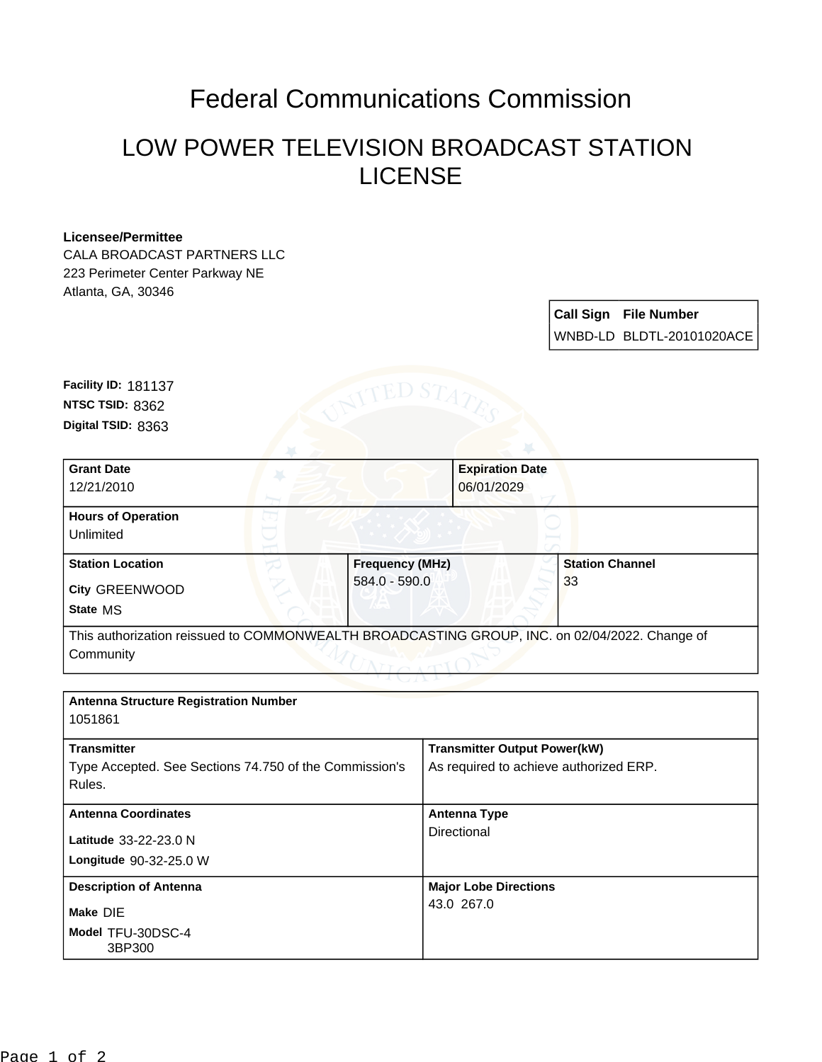# Federal Communications Commission

## LOW POWER TELEVISION BROADCAST STATION LICENSE

**Licensee/Permittee**
CALA BROADCAST PARTNERS LLC
223 Perimeter Center Parkway NE
Atlanta, GA, 30346

| Call Sign | File Number |
| --- | --- |
| WNBD-LD | BLDTL-20101020ACE |

**Facility ID:** 181137
**NTSC TSID:** 8362
**Digital TSID:** 8363

| Grant Date | Expiration Date |
| --- | --- |
| 12/21/2010 | 06/01/2029 |

**Hours of Operation**
Unlimited

| Station Location | Frequency (MHz) | Station Channel |
| --- | --- | --- |
| City GREENWOOD<br>State MS | 584.0 - 590.0 | 33 |

This authorization reissued to COMMONWEALTH BROADCASTING GROUP, INC. on 02/04/2022. Change of Community

**Antenna Structure Registration Number**
1051861

| Transmitter | Transmitter Output Power(kW) |
| --- | --- |
| Type Accepted. See Sections 74.750 of the Commission's Rules. | As required to achieve authorized ERP. |

| Antenna Coordinates | Antenna Type |
| --- | --- |
| Latitude 33-22-23.0 N<br>Longitude 90-32-25.0 W | Directional |

| Description of Antenna | Major Lobe Directions |
| --- | --- |
| Make DIE<br>Model TFU-30DSC-4 3BP300 | 43.0 267.0 |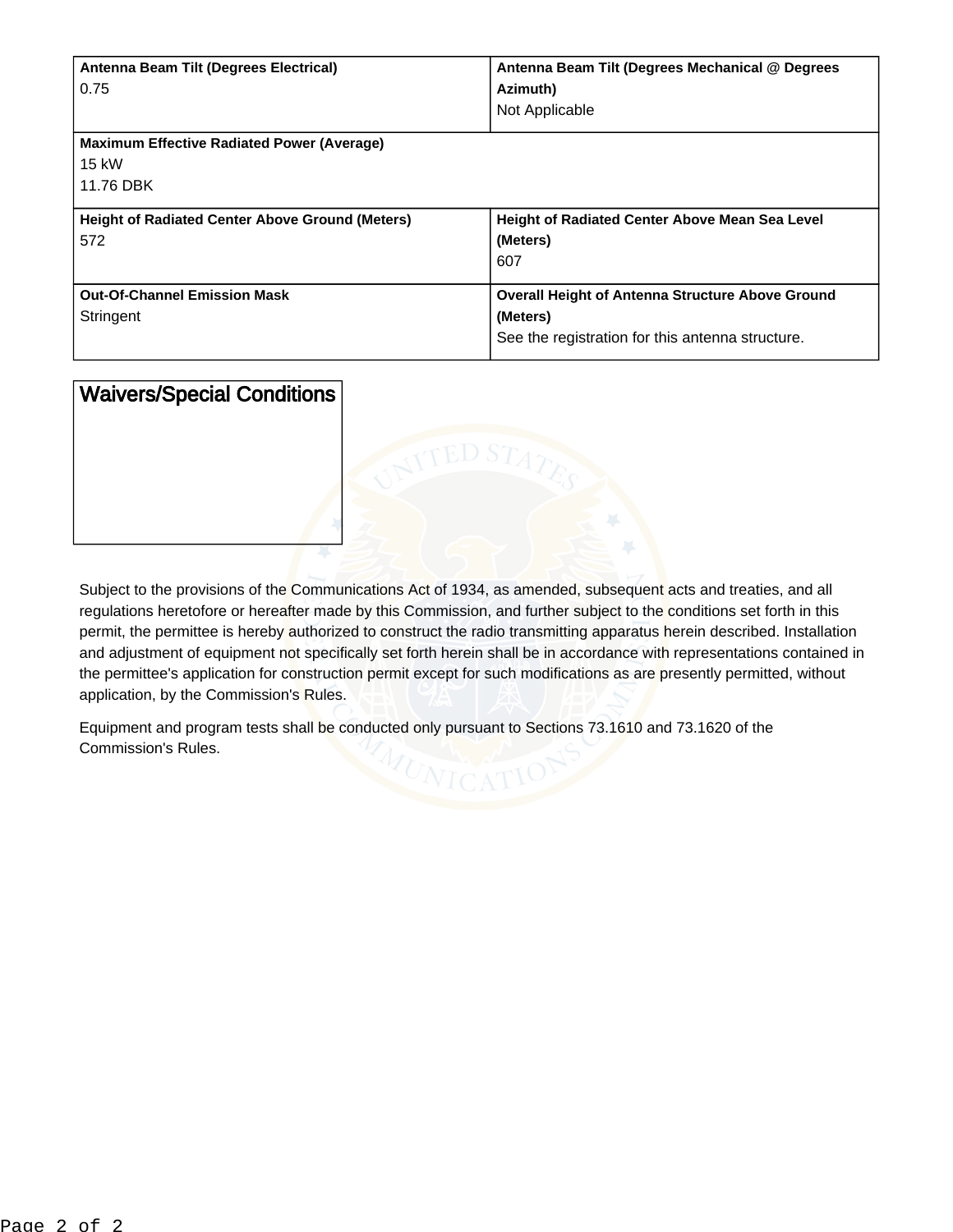| | |
|---|---|
| **Antenna Beam Tilt (Degrees Electrical)**<br>0.75 | **Antenna Beam Tilt (Degrees Mechanical @ Degrees Azimuth)**<br>Not Applicable |
| **Maximum Effective Radiated Power (Average)**<br>15 kW<br>11.76 DBK | |
| **Height of Radiated Center Above Ground (Meters)**<br>572 | **Height of Radiated Center Above Mean Sea Level (Meters)**<br>607 |
| **Out-Of-Channel Emission Mask**<br>Stringent | **Overall Height of Antenna Structure Above Ground (Meters)**<br>See the registration for this antenna structure. |

## Waivers/Special Conditions

Subject to the provisions of the Communications Act of 1934, as amended, subsequent acts and treaties, and all regulations heretofore or hereafter made by this Commission, and further subject to the conditions set forth in this permit, the permittee is hereby authorized to construct the radio transmitting apparatus herein described. Installation and adjustment of equipment not specifically set forth herein shall be in accordance with representations contained in the permittee's application for construction permit except for such modifications as are presently permitted, without application, by the Commission's Rules.

Equipment and program tests shall be conducted only pursuant to Sections 73.1610 and 73.1620 of the Commission's Rules.